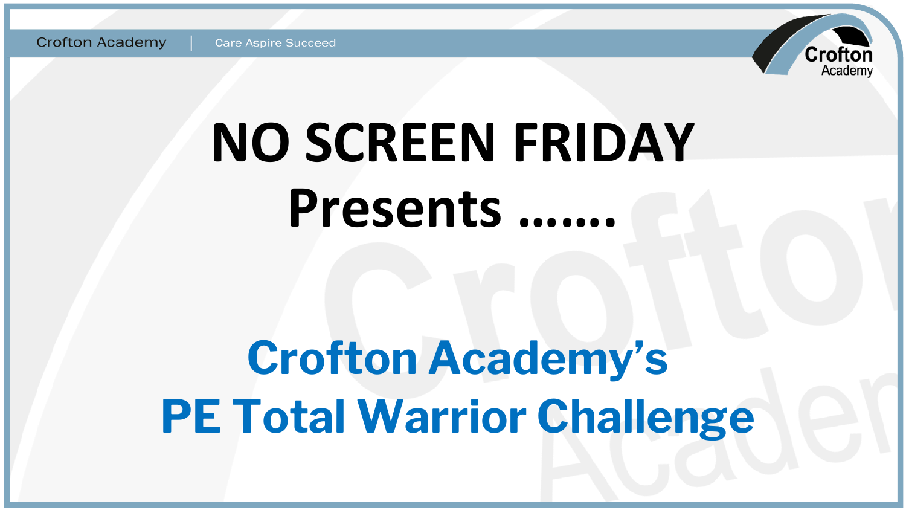# NO SCREEN FRIDAY
## Presents …….

## Crofton Academy's
## PE Total Warrior Challenge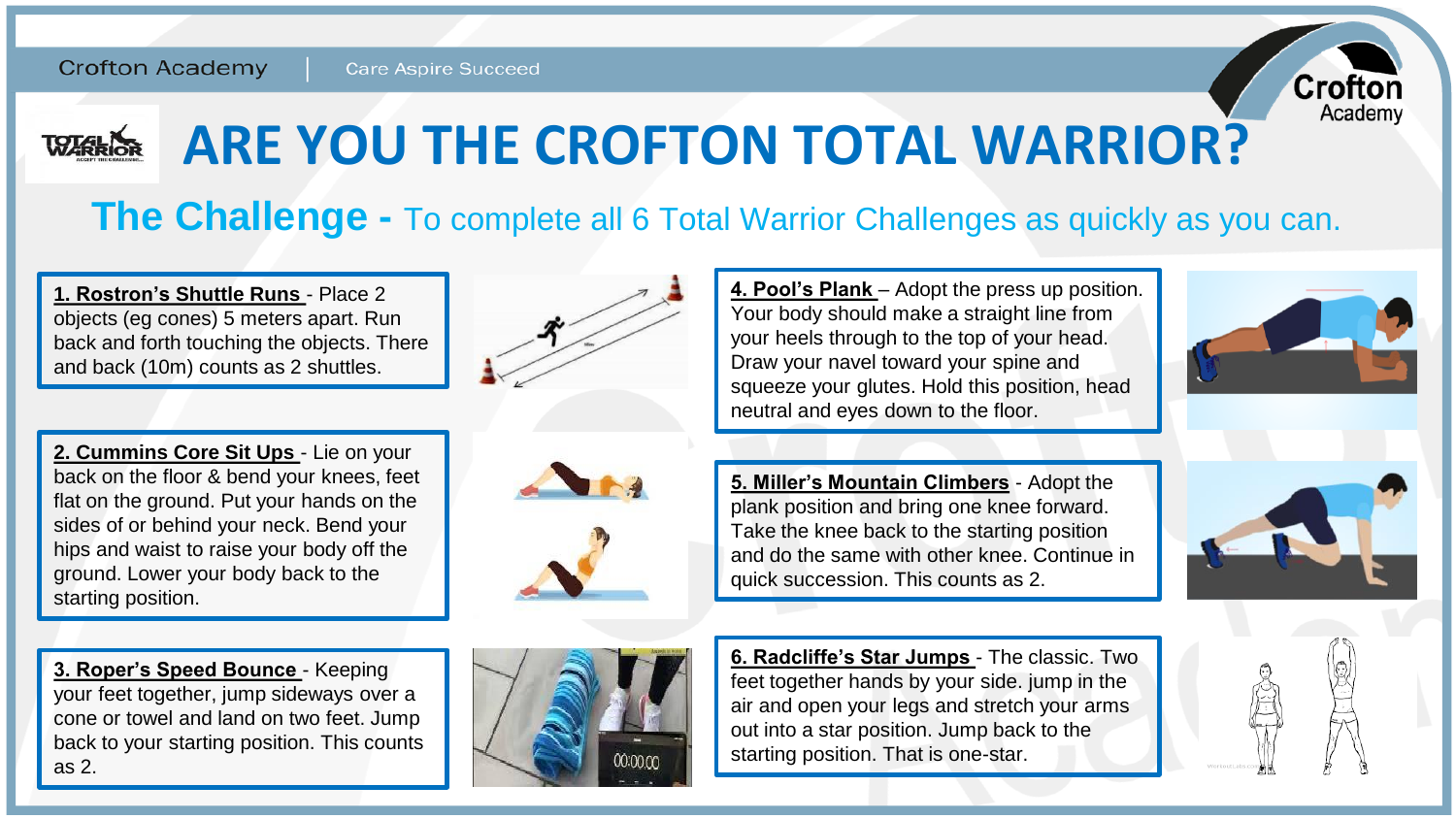# ARE YOU THE CROFTON TOTAL WARRIOR?

## The Challenge - To complete all 6 Total Warrior Challenges as quickly as you can.

**1. Rostron's Shuttle Runs** - Place 2 objects (eg cones) 5 meters apart. Run back and forth touching the objects. There and back (10m) counts as 2 shuttles.

**2. Cummins Core Sit Ups** - Lie on your back on the floor & bend your knees, feet flat on the ground. Put your hands on the sides of or behind your neck. Bend your hips and waist to raise your body off the ground. Lower your body back to the starting position.

**3. Roper's Speed Bounce** - Keeping your feet together, jump sideways over a cone or towel and land on two feet. Jump back to your starting position. This counts as 2.

**4. Pool's Plank** – Adopt the press up position. Your body should make a straight line from your heels through to the top of your head. Draw your navel toward your spine and squeeze your glutes. Hold this position, head neutral and eyes down to the floor.

**5. Miller's Mountain Climbers** - Adopt the plank position and bring one knee forward. Take the knee back to the starting position and do the same with other knee. Continue in quick succession. This counts as 2.

**6. Radcliffe's Star Jumps** - The classic. Two feet together hands by your side. jump in the air and open your legs and stretch your arms out into a star position. Jump back to the starting position. That is one-star.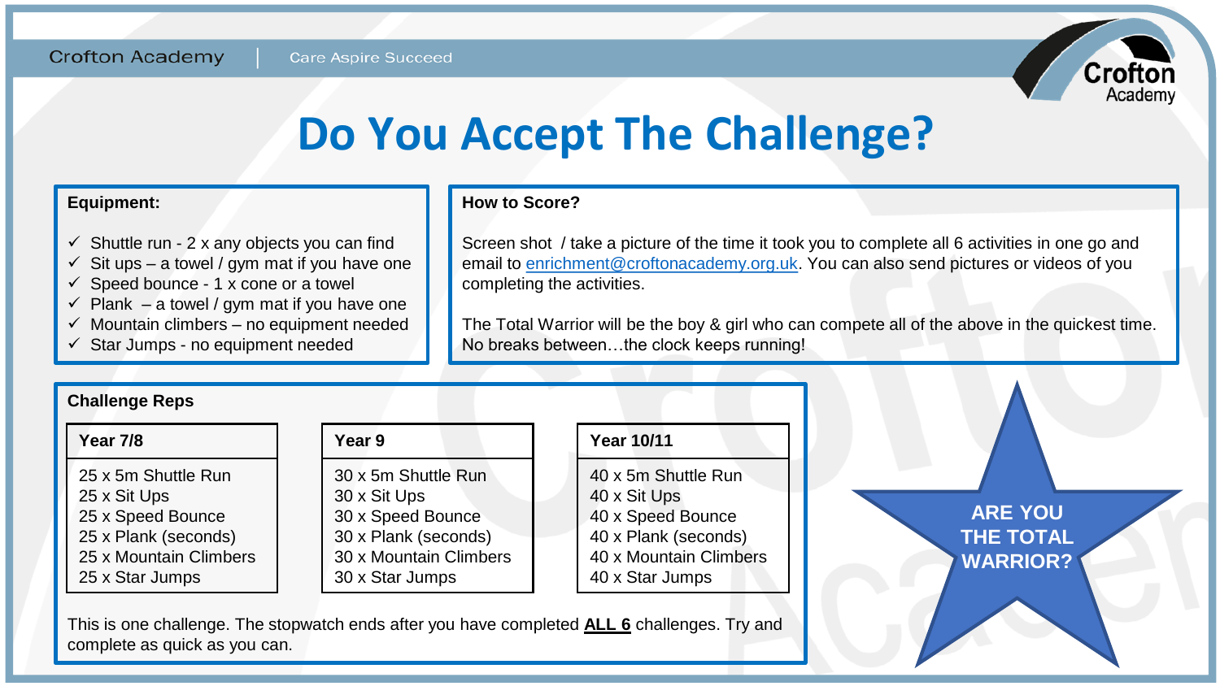# Do You Accept The Challenge?

**Equipment:**

- ✓ Shuttle run - 2 x any objects you can find
- ✓ Sit ups – a towel / gym mat if you have one
- ✓ Speed bounce - 1 x cone or a towel
- ✓ Plank – a towel / gym mat if you have one
- ✓ Mountain climbers – no equipment needed
- ✓ Star Jumps - no equipment needed

**How to Score?**

Screen shot / take a picture of the time it took you to complete all 6 activities in one go and email to enrichment@croftonacademy.org.uk. You can also send pictures or videos of you completing the activities.

The Total Warrior will be the boy & girl who can compete all of the above in the quickest time. No breaks between…the clock keeps running!

**Challenge Reps**

| Year 7/8 | Year 9 | Year 10/11 |
|---|---|---|
| 25 x 5m Shuttle Run | 30 x 5m Shuttle Run | 40 x 5m Shuttle Run |
| 25 x Sit Ups | 30 x Sit Ups | 40 x Sit Ups |
| 25 x Speed Bounce | 30 x Speed Bounce | 40 x Speed Bounce |
| 25 x Plank (seconds) | 30 x Plank (seconds) | 40 x Plank (seconds) |
| 25 x Mountain Climbers | 30 x Mountain Climbers | 40 x Mountain Climbers |
| 25 x Star Jumps | 30 x Star Jumps | 40 x Star Jumps |

This is one challenge. The stopwatch ends after you have completed **ALL 6** challenges. Try and complete as quick as you can.

**ARE YOU THE TOTAL WARRIOR?**